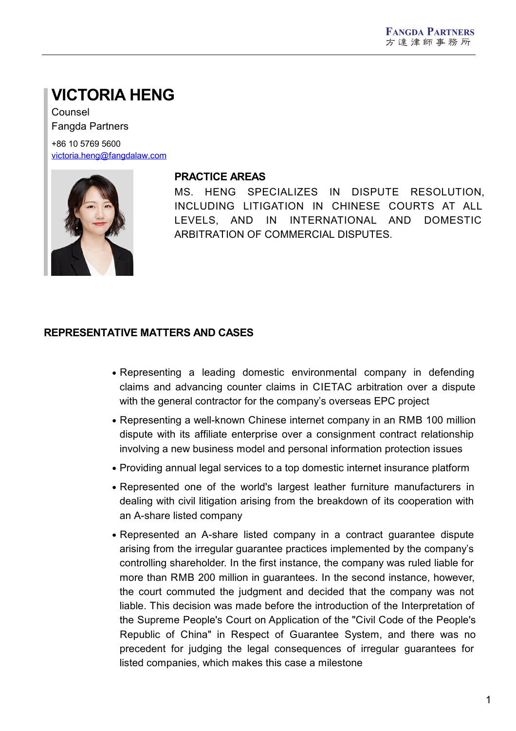# VICTORIA HENG

Counsel
Fangda Partners

+86 10 5769 5600
victoria.heng@fangdalaw.com

## PRACTICE AREAS

MS. HENG SPECIALIZES IN DISPUTE RESOLUTION, INCLUDING LITIGATION IN CHINESE COURTS AT ALL LEVELS, AND IN INTERNATIONAL AND DOMESTIC ARBITRATION OF COMMERCIAL DISPUTES.

## REPRESENTATIVE MATTERS AND CASES

- Representing a leading domestic environmental company in defending claims and advancing counter claims in CIETAC arbitration over a dispute with the general contractor for the company's overseas EPC project
- Representing a well-known Chinese internet company in an RMB 100 million dispute with its affiliate enterprise over a consignment contract relationship involving a new business model and personal information protection issues
- Providing annual legal services to a top domestic internet insurance platform
- Represented one of the world's largest leather furniture manufacturers in dealing with civil litigation arising from the breakdown of its cooperation with an A-share listed company
- Represented an A-share listed company in a contract guarantee dispute arising from the irregular guarantee practices implemented by the company's controlling shareholder. In the first instance, the company was ruled liable for more than RMB 200 million in guarantees. In the second instance, however, the court commuted the judgment and decided that the company was not liable. This decision was made before the introduction of the Interpretation of the Supreme People's Court on Application of the "Civil Code of the People's Republic of China" in Respect of Guarantee System, and there was no precedent for judging the legal consequences of irregular guarantees for listed companies, which makes this case a milestone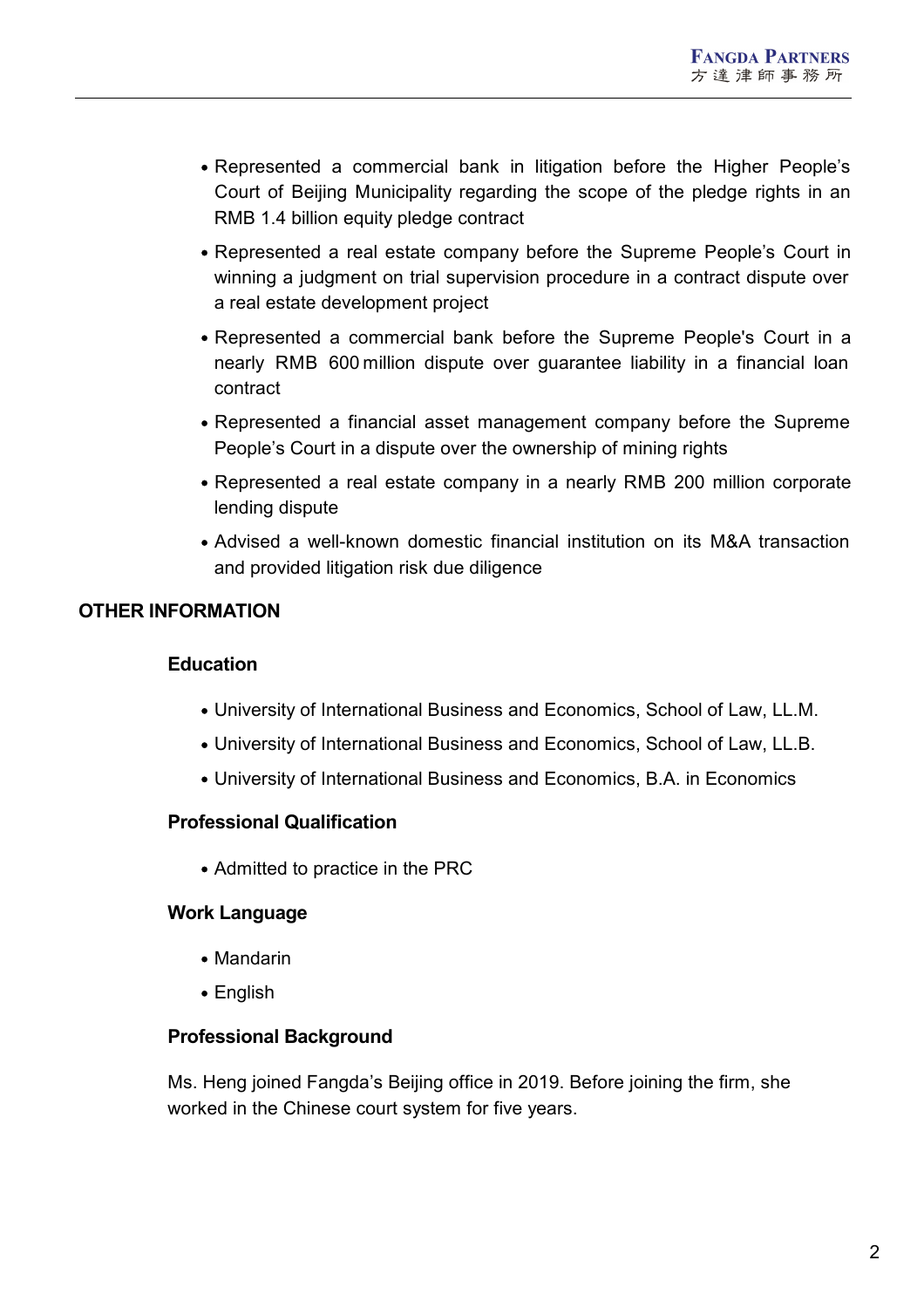- Represented a commercial bank in litigation before the Higher People's Court of Beijing Municipality regarding the scope of the pledge rights in an RMB 1.4 billion equity pledge contract
- Represented a real estate company before the Supreme People's Court in winning a judgment on trial supervision procedure in a contract dispute over a real estate development project
- Represented a commercial bank before the Supreme People's Court in a nearly RMB 600 million dispute over guarantee liability in a financial loan contract
- Represented a financial asset management company before the Supreme People's Court in a dispute over the ownership of mining rights
- Represented a real estate company in a nearly RMB 200 million corporate lending dispute
- Advised a well-known domestic financial institution on its M&A transaction and provided litigation risk due diligence

## OTHER INFORMATION

### Education

- University of International Business and Economics, School of Law, LL.M.
- University of International Business and Economics, School of Law, LL.B.
- University of International Business and Economics, B.A. in Economics

### Professional Qualification

- Admitted to practice in the PRC

### Work Language

- Mandarin
- English

### Professional Background

Ms. Heng joined Fangda's Beijing office in 2019. Before joining the firm, she worked in the Chinese court system for five years.